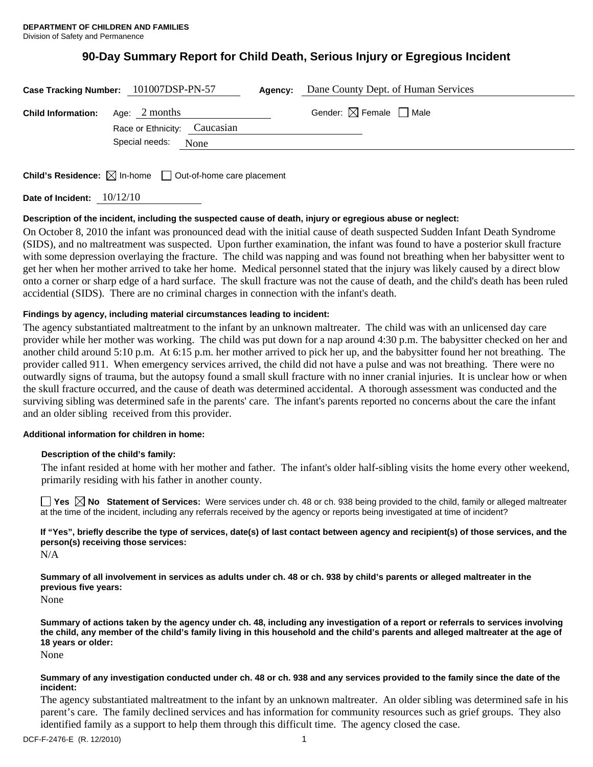**DEPARTMENT OF CHILDREN AND FAMILIES**
Division of Safety and Permanence

# 90-Day Summary Report for Child Death, Serious Injury or Egregious Incident

**Case Tracking Number:** 101007DSP-PN-57 **Agency:** Dane County Dept. of Human Services

**Child Information:** Age: 2 months Gender: ☒ Female ☐ Male

Race or Ethnicity: Caucasian

Special needs: None

**Child's Residence:** ☒ In-home ☐ Out-of-home care placement

**Date of Incident:** 10/12/10

**Description of the incident, including the suspected cause of death, injury or egregious abuse or neglect:**

On October 8, 2010 the infant was pronounced dead with the initial cause of death suspected Sudden Infant Death Syndrome (SIDS), and no maltreatment was suspected. Upon further examination, the infant was found to have a posterior skull fracture with some depression overlaying the fracture. The child was napping and was found not breathing when her babysitter went to get her when her mother arrived to take her home. Medical personnel stated that the injury was likely caused by a direct blow onto a corner or sharp edge of a hard surface. The skull fracture was not the cause of death, and the child's death has been ruled accidential (SIDS). There are no criminal charges in connection with the infant's death.

**Findings by agency, including material circumstances leading to incident:**

The agency substantiated maltreatment to the infant by an unknown maltreater. The child was with an unlicensed day care provider while her mother was working. The child was put down for a nap around 4:30 p.m. The babysitter checked on her and another child around 5:10 p.m. At 6:15 p.m. her mother arrived to pick her up, and the babysitter found her not breathing. The provider called 911. When emergency services arrived, the child did not have a pulse and was not breathing. There were no outwardly signs of trauma, but the autopsy found a small skull fracture with no inner cranial injuries. It is unclear how or when the skull fracture occurred, and the cause of death was determined accidental. A thorough assessment was conducted and the surviving sibling was determined safe in the parents' care. The infant's parents reported no concerns about the care the infant and an older sibling received from this provider.

**Additional information for children in home:**

**Description of the child's family:**

The infant resided at home with her mother and father. The infant's older half-sibling visits the home every other weekend, primarily residing with his father in another county.

☐ **Yes** ☒ **No** **Statement of Services:** Were services under ch. 48 or ch. 938 being provided to the child, family or alleged maltreater at the time of the incident, including any referrals received by the agency or reports being investigated at time of incident?

**If "Yes", briefly describe the type of services, date(s) of last contact between agency and recipient(s) of those services, and the person(s) receiving those services:**

N/A

**Summary of all involvement in services as adults under ch. 48 or ch. 938 by child's parents or alleged maltreater in the previous five years:**

None

**Summary of actions taken by the agency under ch. 48, including any investigation of a report or referrals to services involving the child, any member of the child's family living in this household and the child's parents and alleged maltreater at the age of 18 years or older:**

None

**Summary of any investigation conducted under ch. 48 or ch. 938 and any services provided to the family since the date of the incident:**

The agency substantiated maltreatment to the infant by an unknown maltreater. An older sibling was determined safe in his parent's care. The family declined services and has information for community resources such as grief groups. They also identified family as a support to help them through this difficult time. The agency closed the case.

DCF-F-2476-E (R. 12/2010)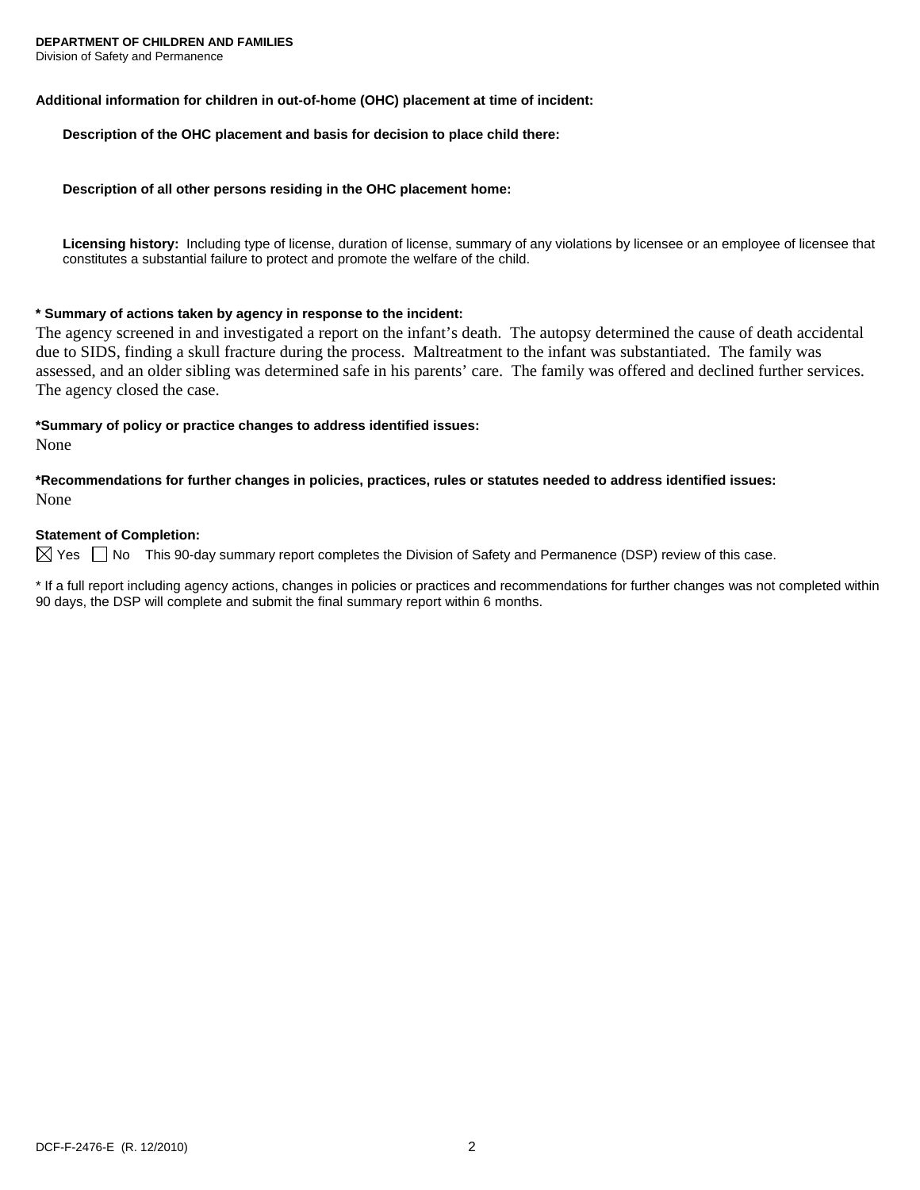**DEPARTMENT OF CHILDREN AND FAMILIES**
Division of Safety and Permanence

**Additional information for children in out-of-home (OHC) placement at time of incident:**

**Description of the OHC placement and basis for decision to place child there:**

**Description of all other persons residing in the OHC placement home:**

**Licensing history:** Including type of license, duration of license, summary of any violations by licensee or an employee of licensee that constitutes a substantial failure to protect and promote the welfare of the child.

**\* Summary of actions taken by agency in response to the incident:**

The agency screened in and investigated a report on the infant's death. The autopsy determined the cause of death accidental due to SIDS, finding a skull fracture during the process. Maltreatment to the infant was substantiated. The family was assessed, and an older sibling was determined safe in his parents' care. The family was offered and declined further services. The agency closed the case.

**\*Summary of policy or practice changes to address identified issues:**

None

**\*Recommendations for further changes in policies, practices, rules or statutes needed to address identified issues:**

None

**Statement of Completion:**

☒ Yes ☐ No This 90-day summary report completes the Division of Safety and Permanence (DSP) review of this case.

\* If a full report including agency actions, changes in policies or practices and recommendations for further changes was not completed within 90 days, the DSP will complete and submit the final summary report within 6 months.

DCF-F-2476-E (R. 12/2010)